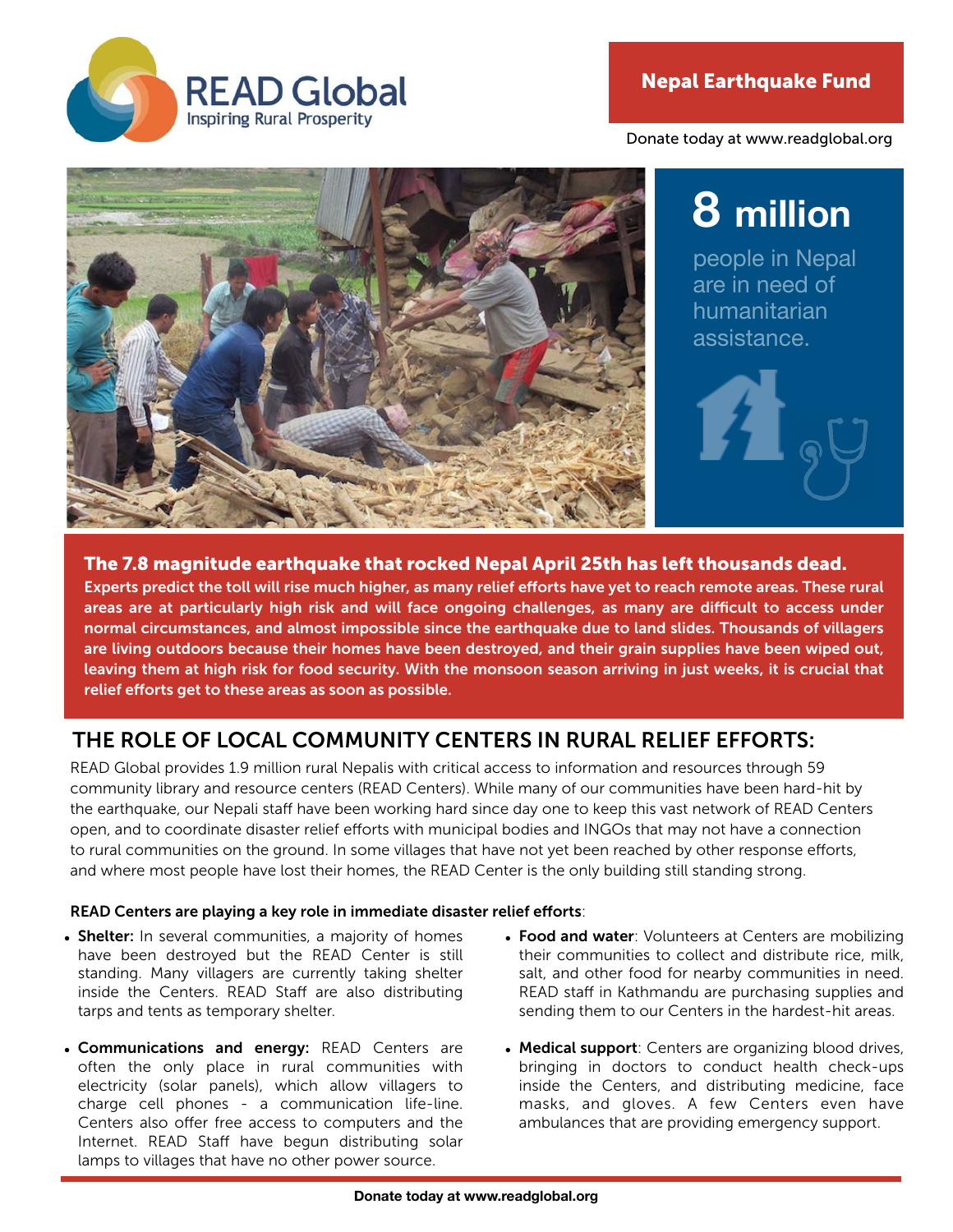READ Global
Inspiring Rural Prosperity

## Nepal Earthquake Fund

Donate today at www.readglobal.org

# 8 million

people in Nepal are in need of humanitarian assistance.

**The 7.8 magnitude earthquake that rocked Nepal April 25th has left thousands dead.**

**Experts predict the toll will rise much higher, as many relief efforts have yet to reach remote areas. These rural areas are at particularly high risk and will face ongoing challenges, as many are difficult to access under normal circumstances, and almost impossible since the earthquake due to land slides. Thousands of villagers are living outdoors because their homes have been destroyed, and their grain supplies have been wiped out, leaving them at high risk for food security. With the monsoon season arriving in just weeks, it is crucial that relief efforts get to these areas as soon as possible.**

## THE ROLE OF LOCAL COMMUNITY CENTERS IN RURAL RELIEF EFFORTS:

READ Global provides 1.9 million rural Nepalis with critical access to information and resources through 59 community library and resource centers (READ Centers). While many of our communities have been hard-hit by the earthquake, our Nepali staff have been working hard since day one to keep this vast network of READ Centers open, and to coordinate disaster relief efforts with municipal bodies and INGOs that may not have a connection to rural communities on the ground. In some villages that have not yet been reached by other response efforts, and where most people have lost their homes, the READ Center is the only building still standing strong.

**READ Centers are playing a key role in immediate disaster relief efforts**:

- **Shelter:** In several communities, a majority of homes have been destroyed but the READ Center is still standing. Many villagers are currently taking shelter inside the Centers. READ Staff are also distributing tarps and tents as temporary shelter.
- **Communications and energy:** READ Centers are often the only place in rural communities with electricity (solar panels), which allow villagers to charge cell phones - a communication life-line. Centers also offer free access to computers and the Internet. READ Staff have begun distributing solar lamps to villages that have no other power source.
- **Food and water**: Volunteers at Centers are mobilizing their communities to collect and distribute rice, milk, salt, and other food for nearby communities in need. READ staff in Kathmandu are purchasing supplies and sending them to our Centers in the hardest-hit areas.
- **Medical support**: Centers are organizing blood drives, bringing in doctors to conduct health check-ups inside the Centers, and distributing medicine, face masks, and gloves. A few Centers even have ambulances that are providing emergency support.

**Donate today at www.readglobal.org**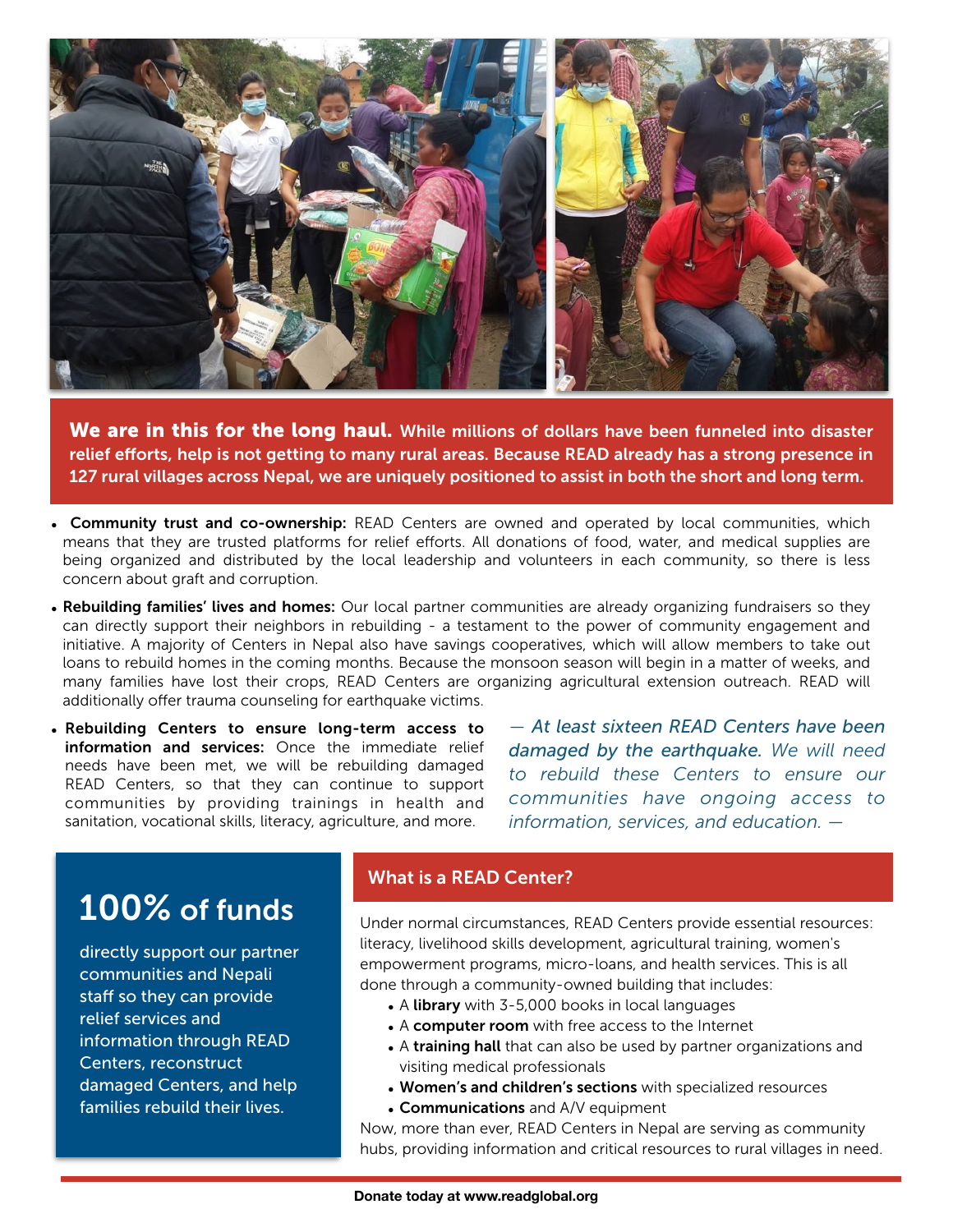**We are in this for the long haul.** While millions of dollars have been funneled into disaster relief efforts, help is not getting to many rural areas. Because READ already has a strong presence in 127 rural villages across Nepal, we are uniquely positioned to assist in both the short and long term.

- **Community trust and co-ownership:** READ Centers are owned and operated by local communities, which means that they are trusted platforms for relief efforts. All donations of food, water, and medical supplies are being organized and distributed by the local leadership and volunteers in each community, so there is less concern about graft and corruption.
- **Rebuilding families' lives and homes:** Our local partner communities are already organizing fundraisers so they can directly support their neighbors in rebuilding - a testament to the power of community engagement and initiative. A majority of Centers in Nepal also have savings cooperatives, which will allow members to take out loans to rebuild homes in the coming months. Because the monsoon season will begin in a matter of weeks, and many families have lost their crops, READ Centers are organizing agricultural extension outreach. READ will additionally offer trauma counseling for earthquake victims.
- **Rebuilding Centers to ensure long-term access to information and services:** Once the immediate relief needs have been met, we will be rebuilding damaged READ Centers, so that they can continue to support communities by providing trainings in health and sanitation, vocational skills, literacy, agriculture, and more.

*— **At least sixteen READ Centers have been damaged by the earthquake.** We will need to rebuild these Centers to ensure our communities have ongoing access to information, services, and education. —*

## 100% of funds

directly support our partner communities and Nepali staff so they can provide relief services and information through READ Centers, reconstruct damaged Centers, and help families rebuild their lives.

### What is a READ Center?

Under normal circumstances, READ Centers provide essential resources: literacy, livelihood skills development, agricultural training, women's empowerment programs, micro-loans, and health services. This is all done through a community-owned building that includes:

- A **library** with 3-5,000 books in local languages
- A **computer room** with free access to the Internet
- A **training hall** that can also be used by partner organizations and visiting medical professionals
- **Women's and children's sections** with specialized resources
- **Communications** and A/V equipment

Now, more than ever, READ Centers in Nepal are serving as community hubs, providing information and critical resources to rural villages in need.

**Donate today at www.readglobal.org**